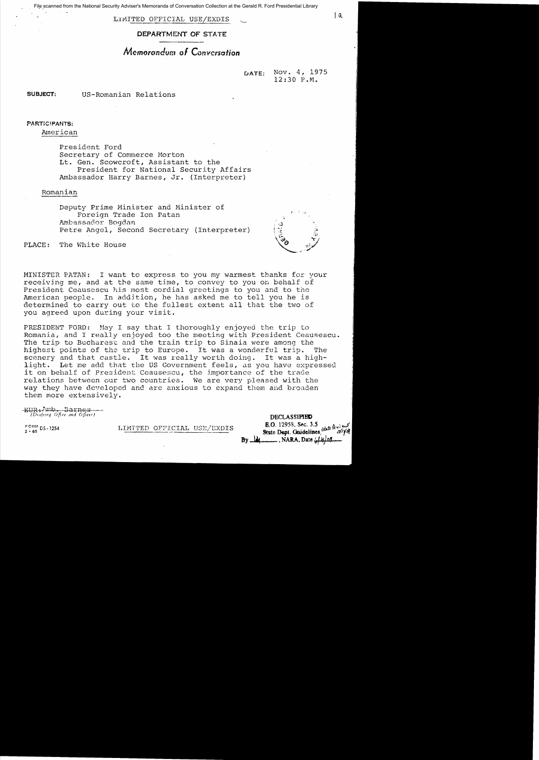File scanned from the National Security Adviser's Memoranda of Conversation Collection at the Gerald R. Ford Presidential Library

LIMITED OFFICIAL USE/EXDIS

**DEPARTMENT OF STATE**

# *Memorandum of Conversation*

DATE: Nov. 4, 1975
12:30 P.M.

**SUBJECT:** US-Romanian Relations

**PARTICIPANTS:**

American

President Ford
Secretary of Commerce Morton
Lt. Gen. Scowcroft, Assistant to the President for National Security Affairs
Ambassador Harry Barnes, Jr. (Interpreter)

Romanian

Deputy Prime Minister and Minister of Foreign Trade Ion Patan
Ambassador Bogdan
Petre Angel, Second Secretary (Interpreter)

PLACE: The White House

MINISTER PATAN: I want to express to you my warmest thanks for your receiving me, and at the same time, to convey to you on behalf of President Ceausescu his most cordial greetings to you and to the American people. In addition, he has asked me to tell you he is determined to carry out to the fullest extent all that the two of you agreed upon during your visit.

PRESIDENT FORD: May I say that I thoroughly enjoyed the trip to Romania, and I really enjoyed too the meeting with President Ceausescu. The trip to Bucharest and the train trip to Sinaia were among the highest points of the trip to Europe. It was a wonderful trip. The scenery and that castle. It was really worth doing. It was a highlight. Let me add that the US Government feels, as you have expressed it on behalf of President Ceausescu, the importance of the trade relations between our two countries. We are very pleased with the way they have developed and are anxious to expand them and broaden them more extensively.

EUR: Amb. Barnes
(Drafting Office and Officer)

FORM DS-1254 2-65

LIMITED OFFICIAL USE/EXDIS

DECLASSIFIED
E.O. 12958, Sec. 3.5
State Dept. Guidelines
By ____, NARA, Date ____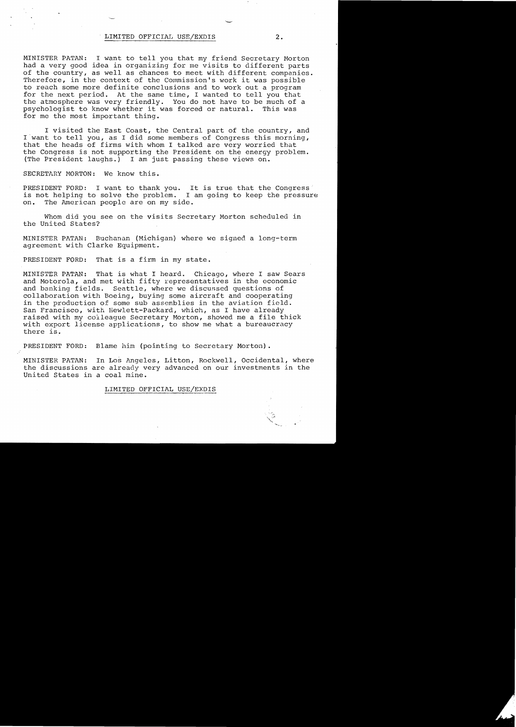MINISTER PATAN: I want to tell you that my friend Secretary Morton had a very good idea in organizing for me visits to different parts of the country, as well as chances to meet with different companies. Therefore, in the context of the Commission's work it was possible to reach some more definite conclusions and to work out a program for the next period. At the same time, I wanted to tell you that the atmosphere was very friendly. You do not have to be much of a psychologist to know whether it was forced or natural. This was for me the most important thing.

I visited the East Coast, the Central part of the country, and I want to tell you, as I did some members of Congress this morning, that the heads of firms with whom I talked are very worried that the Congress is not supporting the President on the energy problem. (The President laughs.) I am just passing these views on.

SECRETARY MORTON: We know this.

PRESIDENT FORD: I want to thank you. It is true that the Congress is not helping to solve the problem. I am going to keep the pressure on. The American people are on my side.

Whom did you see on the visits Secretary Morton scheduled in the United States?

MINISTER PATAN: Buchanan (Michigan) where we signed a long-term agreement with Clarke Equipment.

PRESIDENT FORD: That is a firm in my state.

MINISTER PATAN: That is what I heard. Chicago, where I saw Sears and Motorola, and met with fifty representatives in the economic and banking fields. Seattle, where we discussed questions of collaboration with Boeing, buying some aircraft and cooperating in the production of some sub assemblies in the aviation field. San Francisco, with Hewlett-Packard, which, as I have already raised with my colleague Secretary Morton, showed me a file thick with export license applications, to show me what a bureaucracy there is.

PRESIDENT FORD: Blame him (pointing to Secretary Morton).

MINISTER PATAN: In Los Angeles, Litton, Rockwell, Occidental, where the discussions are already very advanced on our investments in the United States in a coal mine.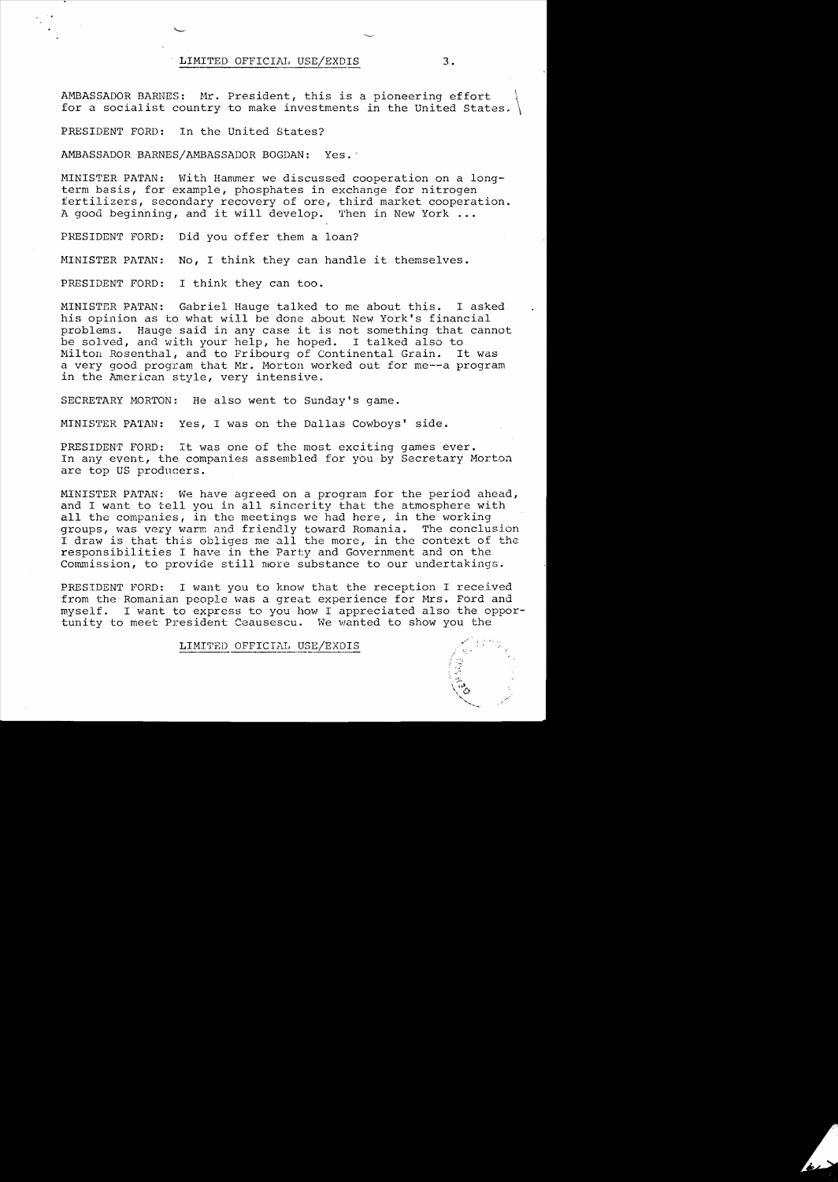AMBASSADOR BARNES: Mr. President, this is a pioneering effort for a socialist country to make investments in the United States.

PRESIDENT FORD: In the United States?

AMBASSADOR BARNES/AMBASSADOR BOGDAN: Yes.

MINISTER PATAN: With Hammer we discussed cooperation on a long-term basis, for example, phosphates in exchange for nitrogen fertilizers, secondary recovery of ore, third market cooperation. A good beginning, and it will develop. Then in New York ...

PRESIDENT FORD: Did you offer them a loan?

MINISTER PATAN: No, I think they can handle it themselves.

PRESIDENT FORD: I think they can too.

MINISTER PATAN: Gabriel Hauge talked to me about this. I asked his opinion as to what will be done about New York's financial problems. Hauge said in any case it is not something that cannot be solved, and with your help, he hoped. I talked also to Milton Rosenthal, and to Fribourg of Continental Grain. It was a very good program that Mr. Morton worked out for me--a program in the American style, very intensive.

SECRETARY MORTON: He also went to Sunday's game.

MINISTER PATAN: Yes, I was on the Dallas Cowboys' side.

PRESIDENT FORD: It was one of the most exciting games ever. In any event, the companies assembled for you by Secretary Morton are top US producers.

MINISTER PATAN: We have agreed on a program for the period ahead, and I want to tell you in all sincerity that the atmosphere with all the companies, in the meetings we had here, in the working groups, was very warm and friendly toward Romania. The conclusion I draw is that this obliges me all the more, in the context of the responsibilities I have in the Party and Government and on the Commission, to provide still more substance to our undertakings.

PRESIDENT FORD: I want you to know that the reception I received from the Romanian people was a great experience for Mrs. Ford and myself. I want to express to you how I appreciated also the opportunity to meet President Ceausescu. We wanted to show you the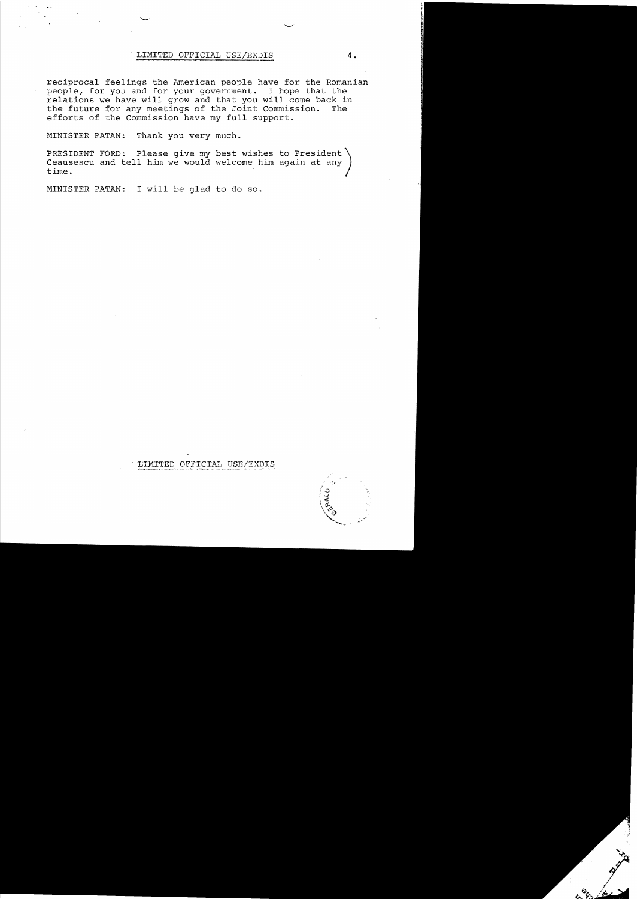LIMITED OFFICIAL USE/EXDIS

reciprocal feelings the American people have for the Romanian people, for you and for your government. I hope that the relations we have will grow and that you will come back in the future for any meetings of the Joint Commission. The efforts of the Commission have my full support.

MINISTER PATAN: Thank you very much.

PRESIDENT FORD: Please give my best wishes to President Ceausescu and tell him we would welcome him again at any time.

MINISTER PATAN: I will be glad to do so.

LIMITED OFFICIAL USE/EXDIS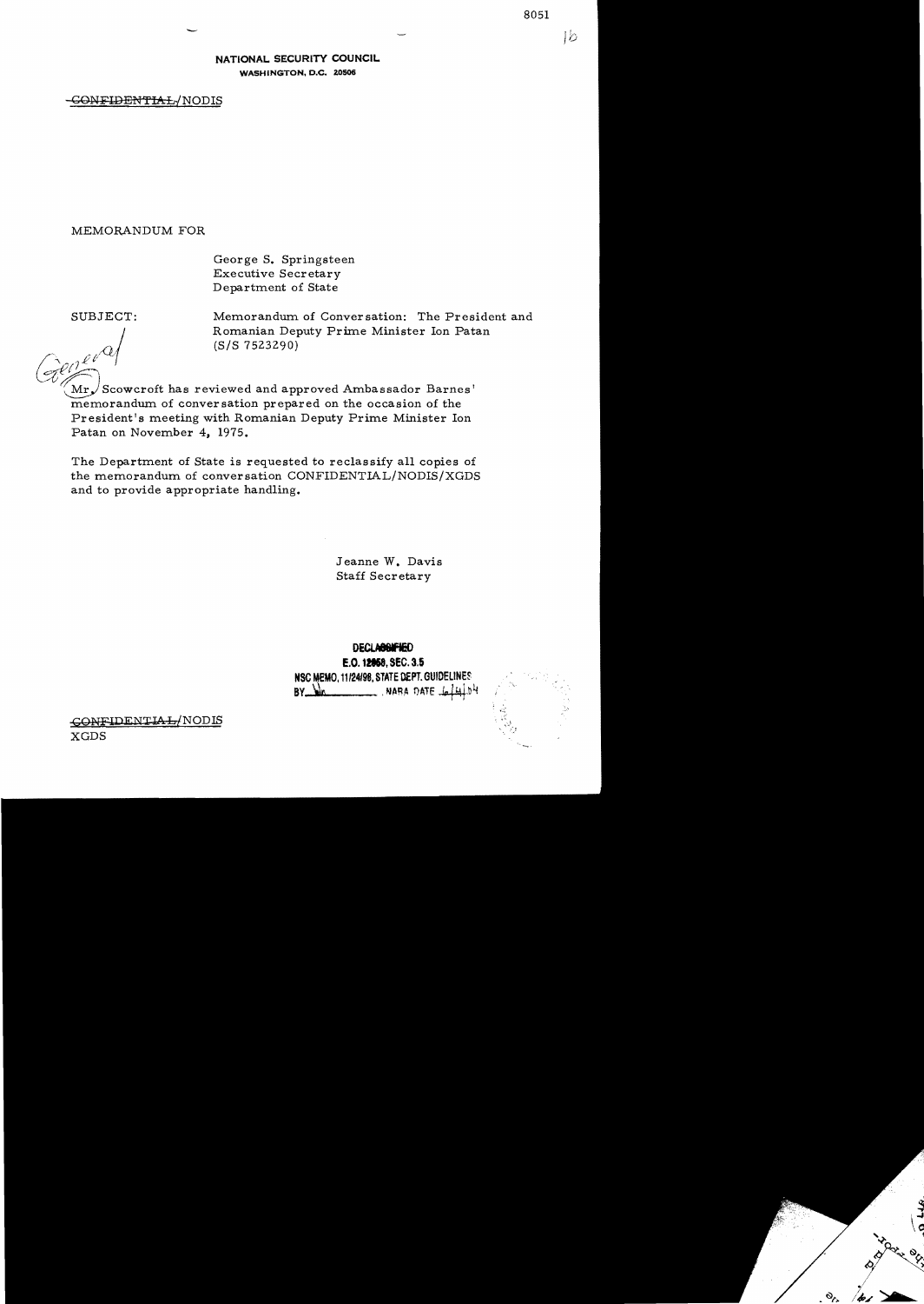8051

NATIONAL SECURITY COUNCIL
WASHINGTON, D.C. 20506

~~CONFIDENTIAL~~/NODIS

MEMORANDUM FOR

George S. Springsteen
Executive Secretary
Department of State

SUBJECT: Memorandum of Conversation: The President and Romanian Deputy Prime Minister Ion Patan (S/S 7523290)

Mr. Scowcroft has reviewed and approved Ambassador Barnes' memorandum of conversation prepared on the occasion of the President's meeting with Romanian Deputy Prime Minister Ion Patan on November 4, 1975.

The Department of State is requested to reclassify all copies of the memorandum of conversation CONFIDENTIAL/NODIS/XGDS and to provide appropriate handling.

Jeanne W. Davis
Staff Secretary

DECLASSIFIED
E.O. 12958, SEC. 3.5
NSC MEMO, 11/24/98, STATE DEPT. GUIDELINES
BY ___ NARA DATE ___

~~CONFIDENTIAL~~/NODIS
XGDS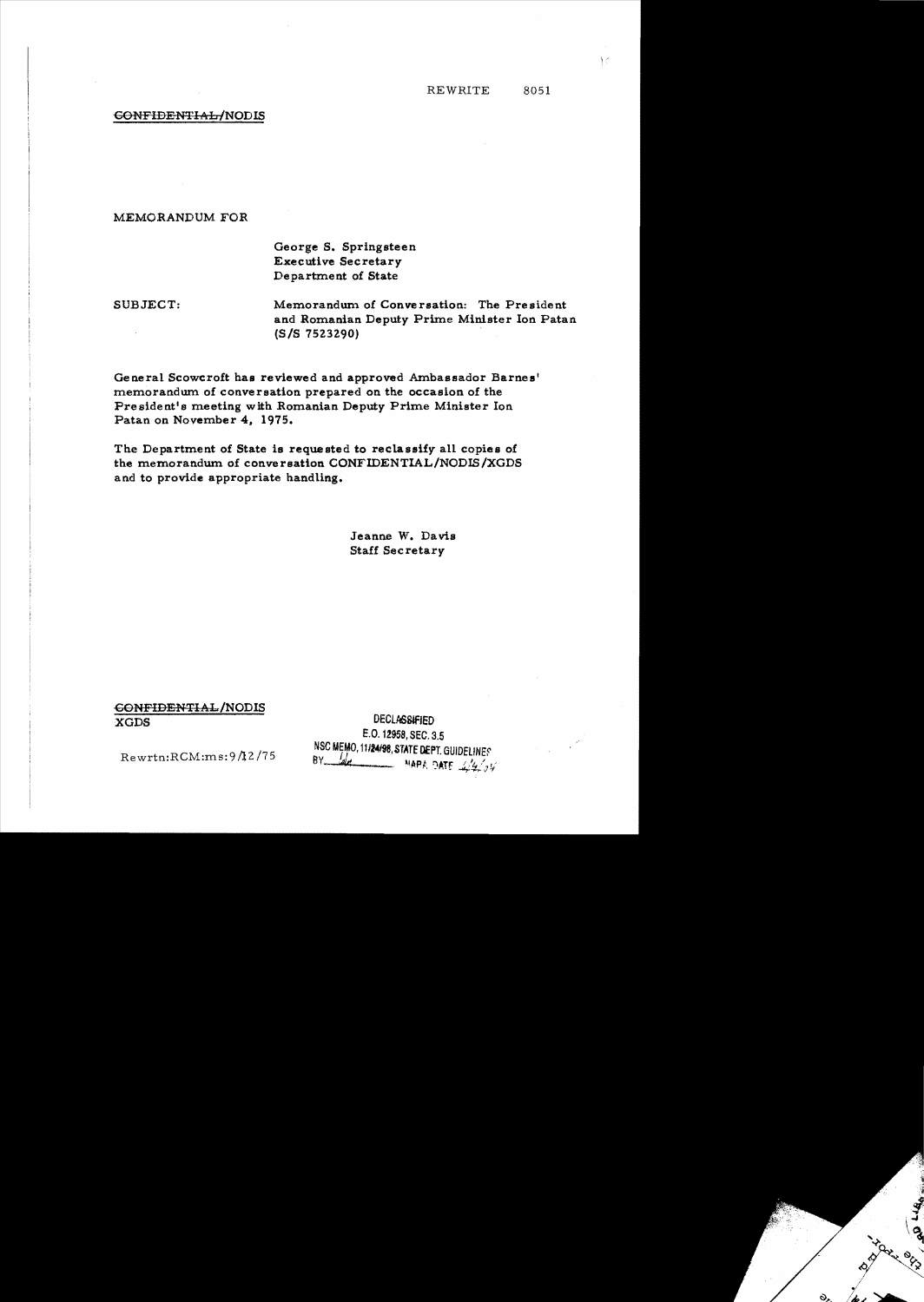REWRITE 8051

~~CONFIDENTIAL~~/NODIS

MEMORANDUM FOR

George S. Springsteen
Executive Secretary
Department of State

SUBJECT: Memorandum of Conversation: The President and Romanian Deputy Prime Minister Ion Patan (S/S 7523290)

General Scowcroft has reviewed and approved Ambassador Barnes' memorandum of conversation prepared on the occasion of the President's meeting with Romanian Deputy Prime Minister Ion Patan on November 4, 1975.

The Department of State is requested to reclassify all copies of the memorandum of conversation CONFIDENTIAL/NODIS/XGDS and to provide appropriate handling.

Jeanne W. Davis
Staff Secretary

~~CONFIDENTIAL~~/NODIS
XGDS

Rewrtn:RCM:ms:9/12/75

DECLASSIFIED
E.O. 12958, SEC. 3.5
NSC MEMO, 11/24/98, STATE DEPT. GUIDELINES
BY ___ NARA, DATE ___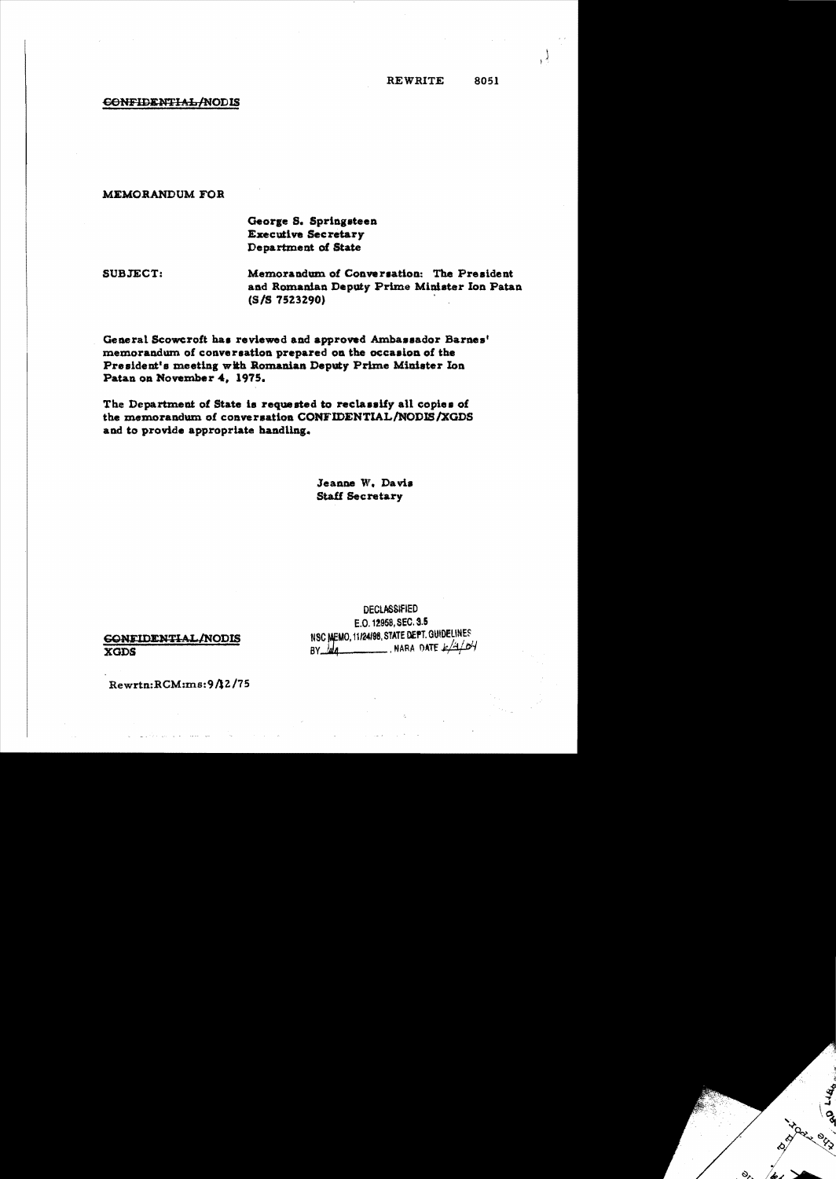REWRITE 8051

~~CONFIDENTIAL~~/NODIS

MEMORANDUM FOR

George S. Springsteen
Executive Secretary
Department of State

SUBJECT: Memorandum of Conversation: The President and Romanian Deputy Prime Minister Ion Patan (S/S 7523290)

General Scowcroft has reviewed and approved Ambassador Barnes' memorandum of conversation prepared on the occasion of the President's meeting with Romanian Deputy Prime Minister Ion Patan on November 4, 1975.

The Department of State is requested to reclassify all copies of the memorandum of conversation CONFIDENTIAL/NODIS/XGDS and to provide appropriate handling.

Jeanne W. Davis
Staff Secretary

~~CONFIDENTIAL~~/NODIS
XGDS

DECLASSIFIED
E.O. 12958, SEC. 3.5
NSC MEMO, 11/24/98, STATE DEPT. GUIDELINES
BY [illegible], NARA DATE 6/4/04

Rewrtn:RCM:ms:9/12/75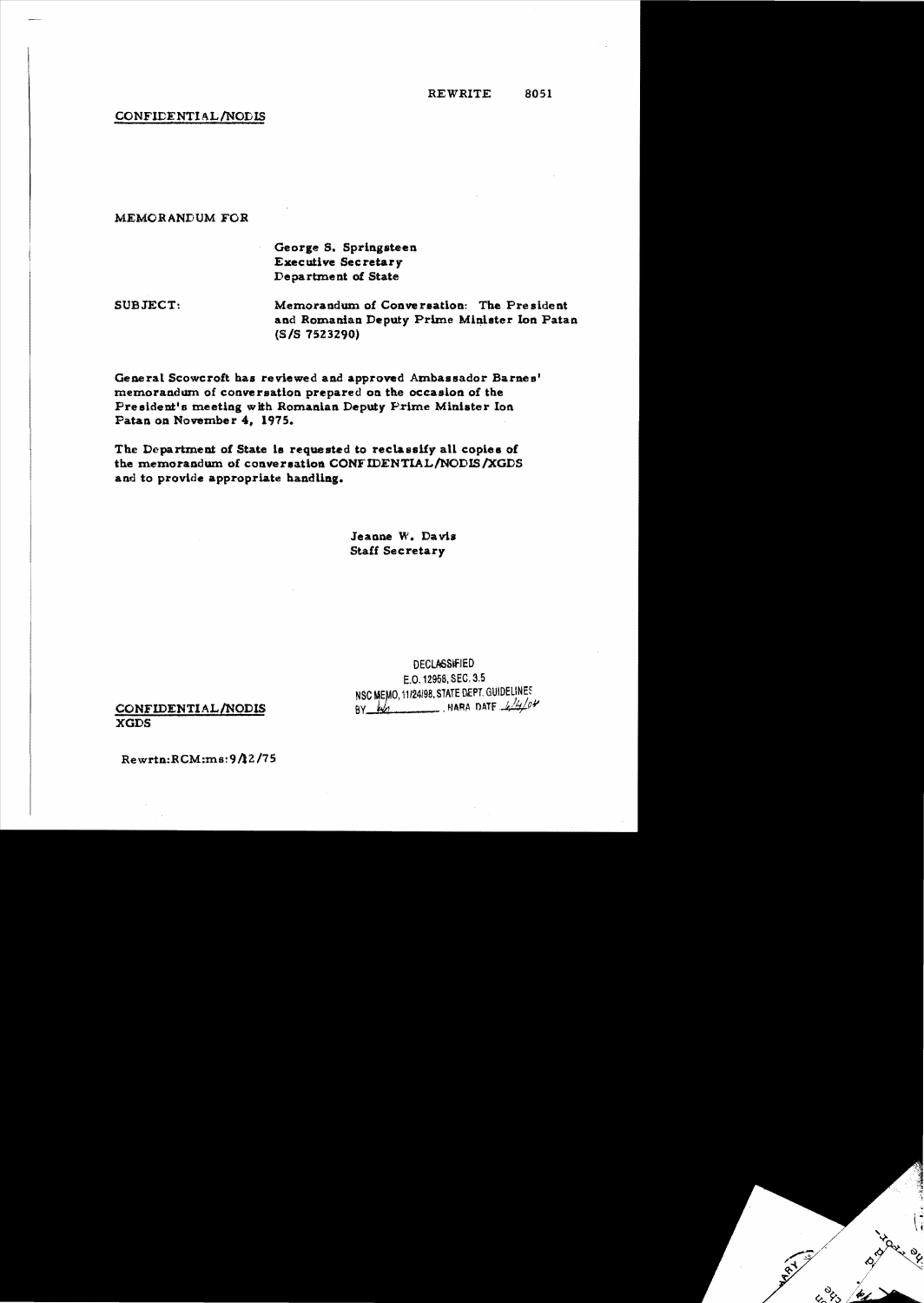REWRITE 8051

CONFIDENTIAL/NODIS

MEMORANDUM FOR

George S. Springsteen
Executive Secretary
Department of State

SUBJECT: Memorandum of Conversation: The President and Romanian Deputy Prime Minister Ion Patan (S/S 7523290)

General Scowcroft has reviewed and approved Ambassador Barnes' memorandum of conversation prepared on the occasion of the President's meeting with Romanian Deputy Prime Minister Ion Patan on November 4, 1975.

The Department of State is requested to reclassify all copies of the memorandum of conversation CONFIDENTIAL/NODIS/XGDS and to provide appropriate handling.

Jeanne W. Davis
Staff Secretary

DECLASSIFIED
E.O. 12958, SEC. 3.5
NSC MEMO, 11/24/98, STATE DEPT. GUIDELINES
BY ___ , NARA DATE ___

CONFIDENTIAL/NODIS
XGDS

Rewrtn:RCM:ms:9/12/75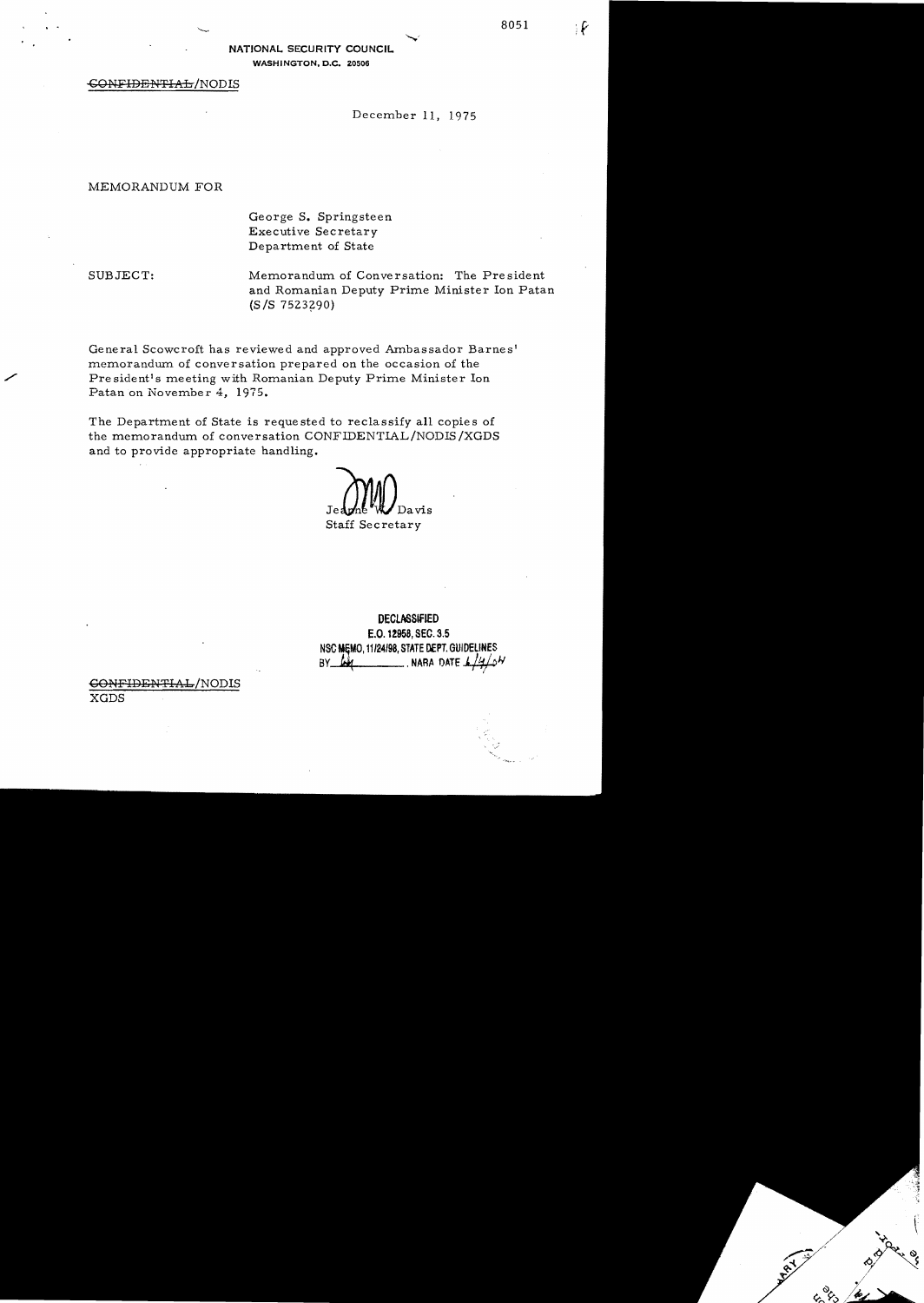8051

NATIONAL SECURITY COUNCIL
WASHINGTON, D.C. 20506

~~CONFIDENTIAL~~/NODIS

December 11, 1975

MEMORANDUM FOR

George S. Springsteen
Executive Secretary
Department of State

SUBJECT: Memorandum of Conversation: The President and Romanian Deputy Prime Minister Ion Patan (S/S 7523290)

General Scowcroft has reviewed and approved Ambassador Barnes' memorandum of conversation prepared on the occasion of the President's meeting with Romanian Deputy Prime Minister Ion Patan on November 4, 1975.

The Department of State is requested to reclassify all copies of the memorandum of conversation CONFIDENTIAL/NODIS/XGDS and to provide appropriate handling.

Jeanne W. Davis
Staff Secretary

**DECLASSIFIED**
**E.O. 12958, SEC. 3.5**
**NSC MEMO, 11/24/98, STATE DEPT. GUIDELINES**
**BY** ___ **, NARA DATE** 6/4/04

~~CONFIDENTIAL~~/NODIS
XGDS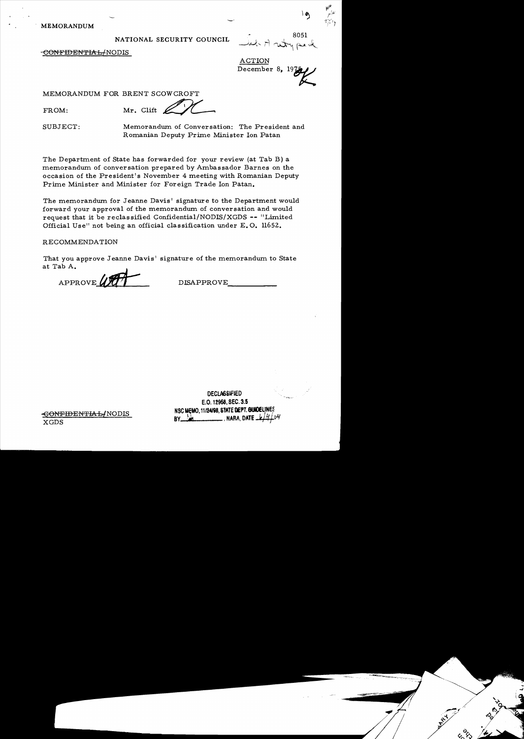MEMORANDUM

NATIONAL SECURITY COUNCIL

8051

~~CONFIDENTIAL~~/NODIS

ACTION
December 8, 1975

MEMORANDUM FOR BRENT SCOWCROFT

FROM: Mr. Clift

SUBJECT: Memorandum of Conversation: The President and Romanian Deputy Prime Minister Ion Patan

The Department of State has forwarded for your review (at Tab B) a memorandum of conversation prepared by Ambassador Barnes on the occasion of the President's November 4 meeting with Romanian Deputy Prime Minister and Minister for Foreign Trade Ion Patan.

The memorandum for Jeanne Davis' signature to the Department would forward your approval of the memorandum of conversation and would request that it be reclassified Confidential/NODIS/XGDS -- "Limited Official Use" not being an official classification under E.O. 11652.

RECOMMENDATION

That you approve Jeanne Davis' signature of the memorandum to State at Tab A.

APPROVE ___ DISAPPROVE ___

DECLASSIFIED
E.O. 12958, SEC. 3.5
NSC MEMO, 11/24/98, STATE DEPT. GUIDELINES
BY ___, NARA, DATE 6/4/04

~~CONFIDENTIAL~~/NODIS
XGDS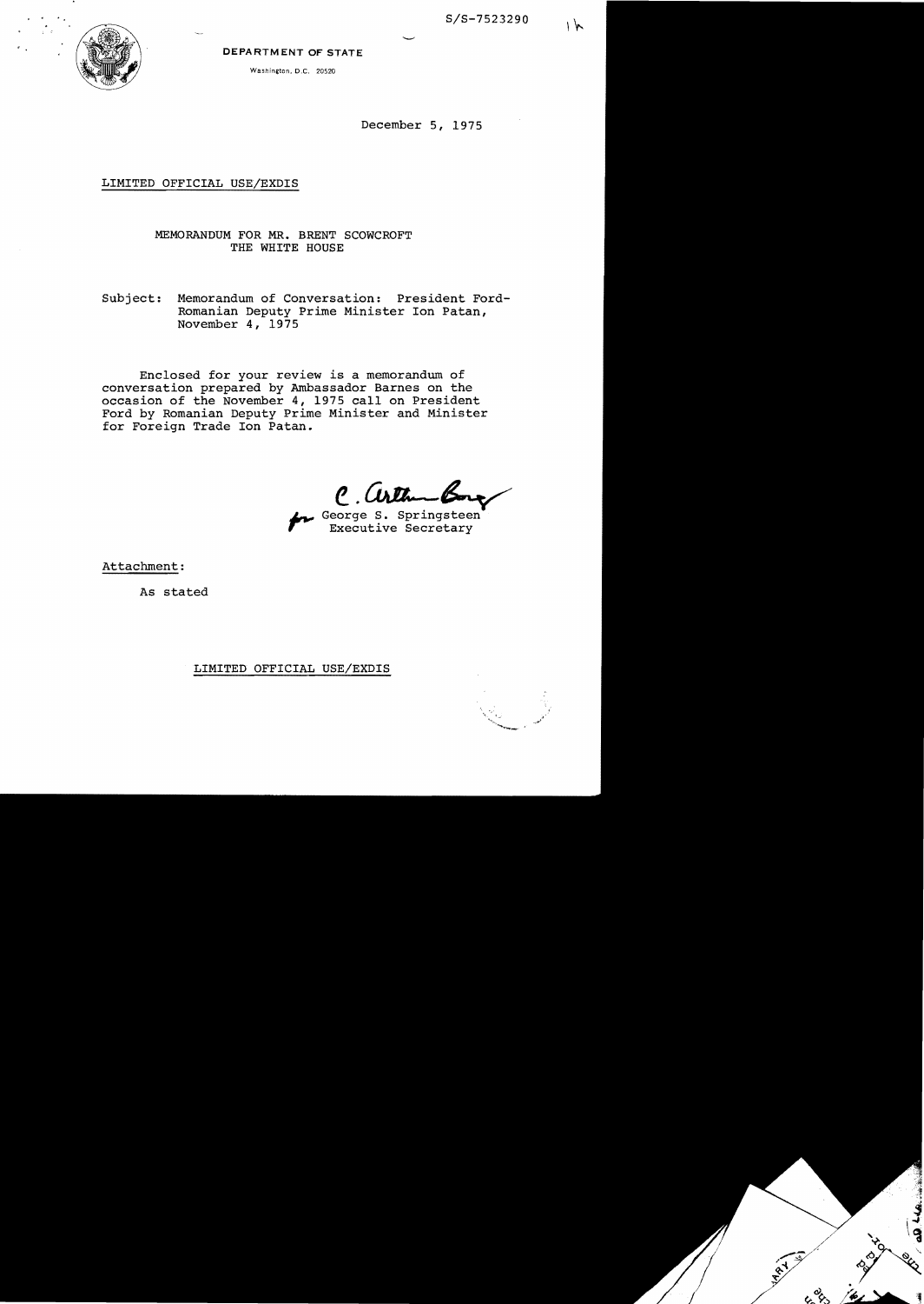S/S-7523290

DEPARTMENT OF STATE

Washington, D.C. 20520

December 5, 1975

LIMITED OFFICIAL USE/EXDIS

MEMORANDUM FOR MR. BRENT SCOWCROFT
THE WHITE HOUSE

Subject: Memorandum of Conversation: President Ford-Romanian Deputy Prime Minister Ion Patan, November 4, 1975

Enclosed for your review is a memorandum of conversation prepared by Ambassador Barnes on the occasion of the November 4, 1975 call on President Ford by Romanian Deputy Prime Minister and Minister for Foreign Trade Ion Patan.

C. Arthur Borg
for George S. Springsteen
Executive Secretary

Attachment:

As stated

LIMITED OFFICIAL USE/EXDIS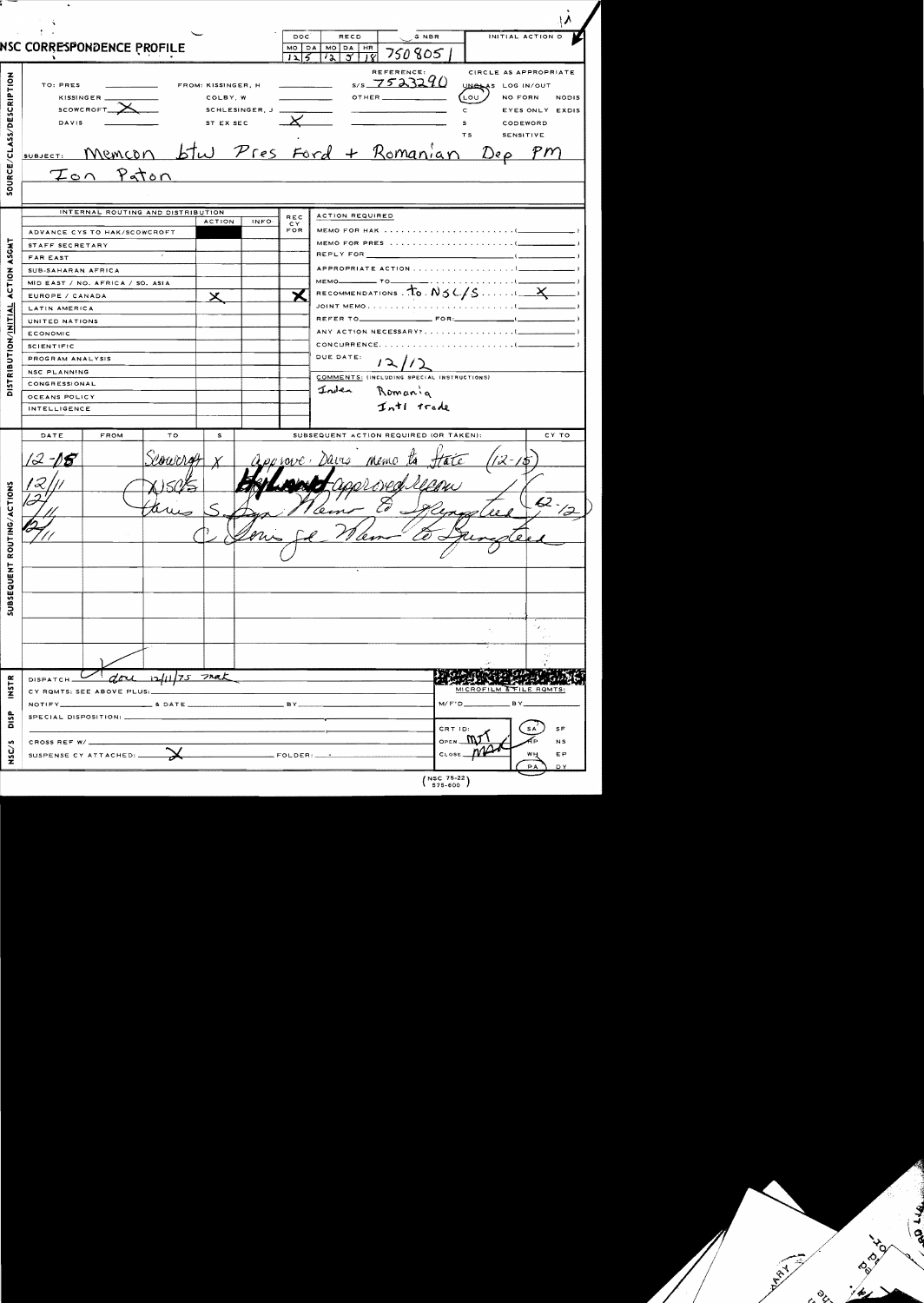# NSC CORRESPONDENCE PROFILE

| DOC MO | DA | RECD MO | DA | HR | S NBR | INITIAL ACTION O |
|---|---|---|---|---|---|---|
| 12 | 5 | 12 | 5 | 18 | 7508051 | |

**SOURCE/CLASS/DESCRIPTION**

TO: PRES ______ FROM: KISSINGER, H ______ REFERENCE: S/S 7523290 CIRCLE AS APPROPRIATE

KISSINGER ______ COLBY, W ______ OTHER ______ UNCLAS LOG IN/OUT

SCOWCROFT X SCHLESINGER, J ______ (LOU) NO FORN NODIS

DAVIS ______ ST EX SEC X C EYES ONLY EXDIS

S CODEWORD

TS SENSITIVE

SUBJECT: Memcon btw Pres Ford + Romanian Dep PM Ion Paton

**DISTRIBUTION/INITIAL ACTION ASGMT**

| INTERNAL ROUTING AND DISTRIBUTION | ACTION | INFO | REC CY FOR |
|---|---|---|---|
| ADVANCE CYS TO HAK/SCOWCROFT | | | |
| STAFF SECRETARY | | | |
| FAR EAST | | | |
| SUB-SAHARAN AFRICA | | | |
| MID EAST / NO. AFRICA / SO. ASIA | | | |
| EUROPE / CANADA | X | | X |
| LATIN AMERICA | | | |
| UNITED NATIONS | | | |
| ECONOMIC | | | |
| SCIENTIFIC | | | |
| PROGRAM ANALYSIS | | | |
| NSC PLANNING | | | |
| CONGRESSIONAL | | | |
| OCEANS POLICY | | | |
| INTELLIGENCE | | | |

ACTION REQUIRED

- MEMO FOR HAK ......
- MEMO FOR PRES ......
- REPLY FOR ______
- APPROPRIATE ACTION ......
- MEMO ______ TO ______
- RECOMMENDATIONS to NSC/S ...... X
- JOINT MEMO ......
- REFER TO ______ FOR: ______
- ANY ACTION NECESSARY? ......
- CONCURRENCE ......

DUE DATE: 12/12

COMMENTS: (INCLUDING SPECIAL INSTRUCTIONS)

Index Romania Intl Trade

**SUBSEQUENT ROUTING/ACTIONS**

| DATE | FROM | TO | S | SUBSEQUENT ACTION REQUIRED (OR TAKEN): | CY TO |
|---|---|---|---|---|---|
| 12-15 | | Scowcroft | X | Approve Davis memo to State (12-15) | |
| 12/11 | | NSCS | | [illegible] approved recom | |
| 12/11 | | Davis | S | Sgn Memo to Springsteen | 12-12 |
| 12/11 | | | C | Davis sgd Memo to Springsteen | |

**INSTR** DISPATCH dou 12/11/75 mak

CY RQMTS: SEE ABOVE PLUS: ______ MICROFILM & FILE RQMTS:

**DISP** NOTIFY ______ & DATE ______ BY ______ M/F'D ______ BY ______

SPECIAL DISPOSITION: ______

**NSC/S** CROSS REF W/ ______ CRT ID: ______ SA SF

SUSPENSE CY ATTACHED: X FOLDER: ______ OPEN mjt HP NS

CLOSE MAA WH EP

PA DY

(NSC 75-22) 575-600